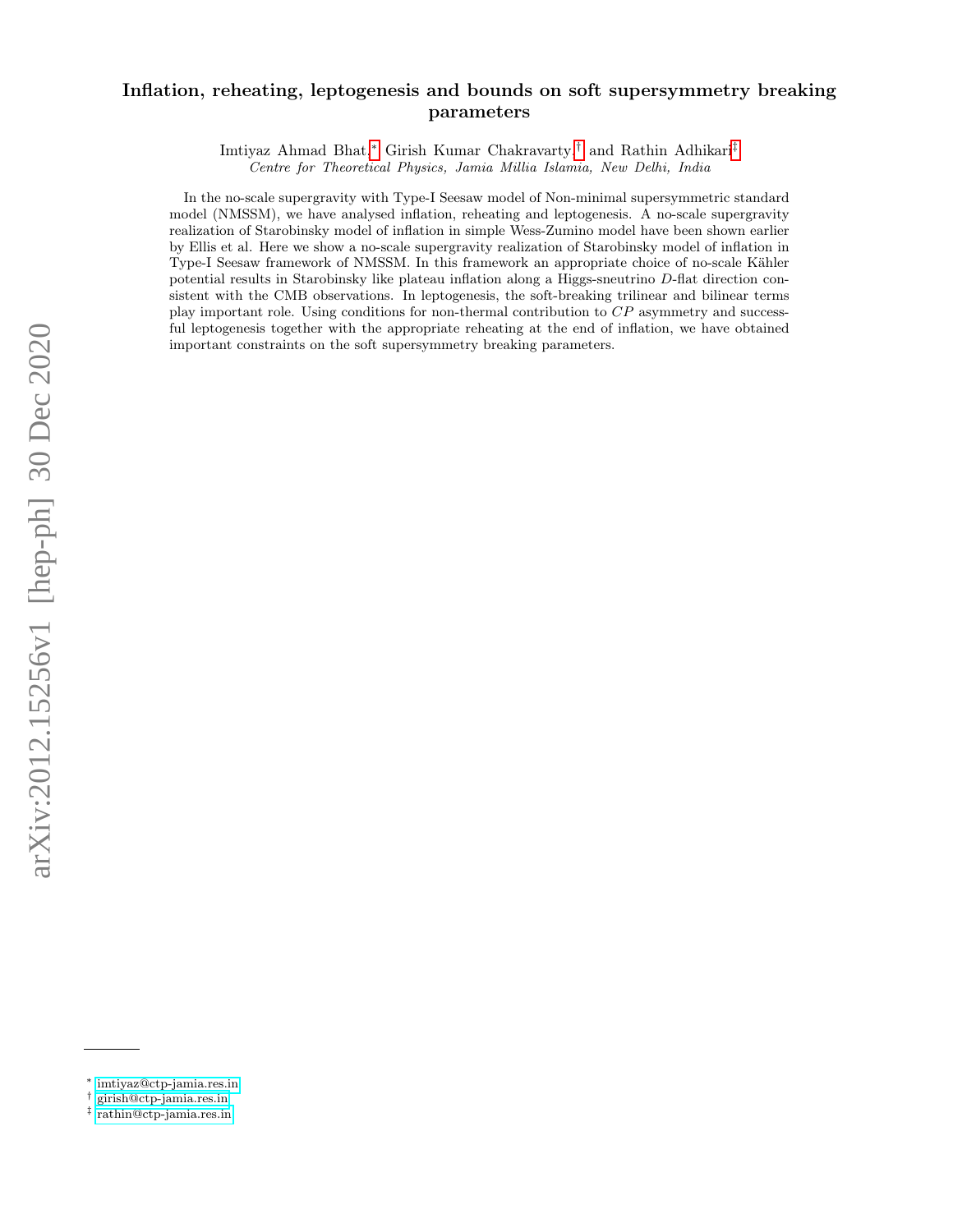# Inflation, reheating, leptogenesis and bounds on soft supersymmetry breaking parameters

Imtiyaz Ahmad Bhat,[*] Girish Kumar Chakravarty,[†] and Rathin Adhikari[‡]

*Centre for Theoretical Physics, Jamia Millia Islamia, New Delhi, India*

In the no-scale supergravity with Type-I Seesaw model of Non-minimal supersymmetric standard model (NMSSM), we have analysed inflation, reheating and leptogenesis. A no-scale supergravity realization of Starobinsky model of inflation in simple Wess-Zumino model have been shown earlier by Ellis et al. Here we show a no-scale supergravity realization of Starobinsky model of inflation in Type-I Seesaw framework of NMSSM. In this framework an appropriate choice of no-scale Kähler potential results in Starobinsky like plateau inflation along a Higgs-sneutrino $D$-flat direction consistent with the CMB observations. In leptogenesis, the soft-breaking trilinear and bilinear terms play important role. Using conditions for non-thermal contribution to $CP$ asymmetry and successful leptogenesis together with the appropriate reheating at the end of inflation, we have obtained important constraints on the soft supersymmetry breaking parameters.

[*] imtiyaz@ctp-jamia.res.in
[†] girish@ctp-jamia.res.in
[‡] rathin@ctp-jamia.res.in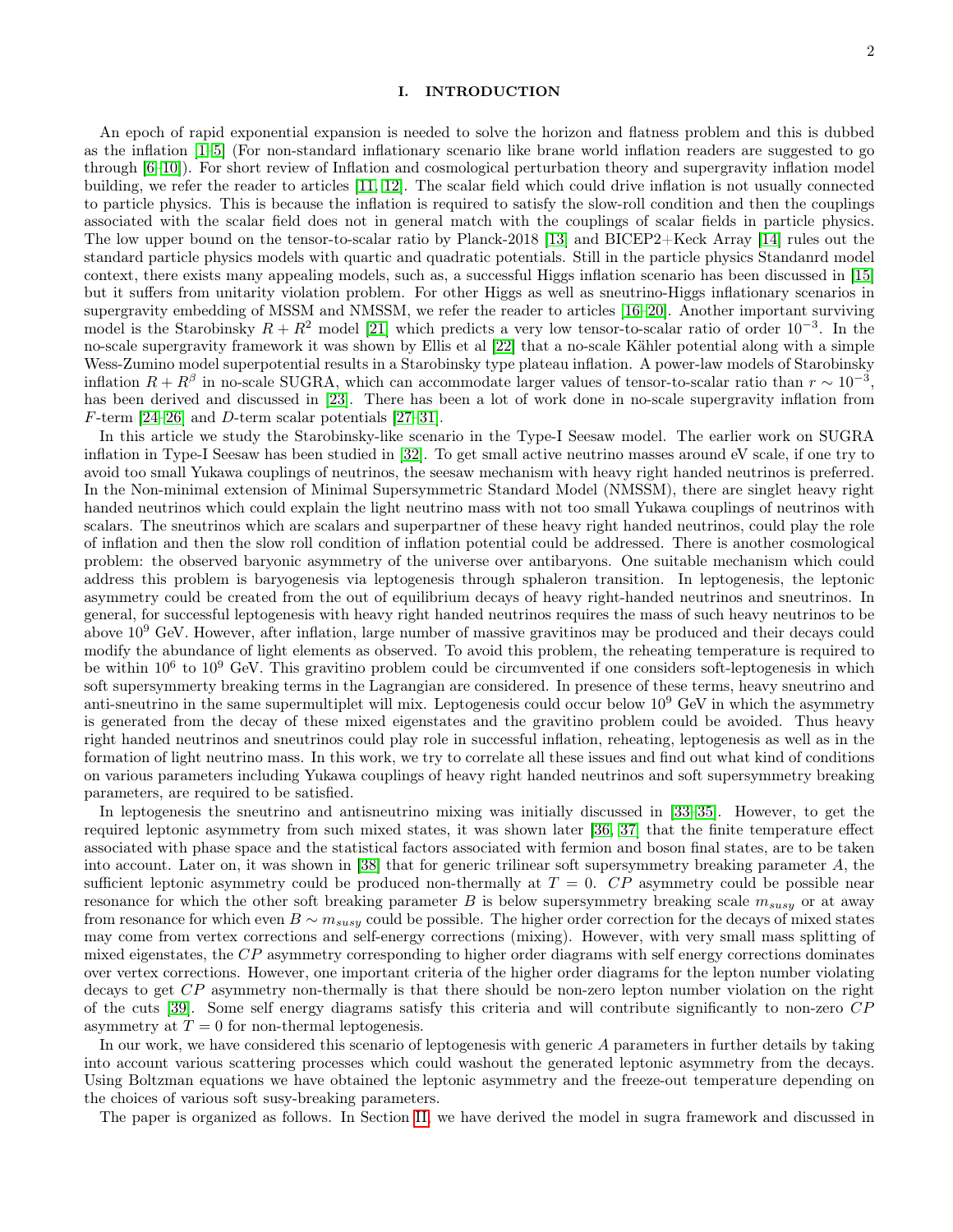## I. INTRODUCTION

An epoch of rapid exponential expansion is needed to solve the horizon and flatness problem and this is dubbed as the inflation [1–5] (For non-standard inflationary scenario like brane world inflation readers are suggested to go through [6–10]). For short review of Inflation and cosmological perturbation theory and supergravity inflation model building, we refer the reader to articles [11, 12]. The scalar field which could drive inflation is not usually connected to particle physics. This is because the inflation is required to satisfy the slow-roll condition and then the couplings associated with the scalar field does not in general match with the couplings of scalar fields in particle physics. The low upper bound on the tensor-to-scalar ratio by Planck-2018 [13] and BICEP2+Keck Array [14] rules out the standard particle physics models with quartic and quadratic potentials. Still in the particle physics Standanrd model context, there exists many appealing models, such as, a successful Higgs inflation scenario has been discussed in [15] but it suffers from unitarity violation problem. For other Higgs as well as sneutrino-Higgs inflationary scenarios in supergravity embedding of MSSM and NMSSM, we refer the reader to articles [16–20]. Another important surviving model is the Starobinsky $R + R^2$ model [21] which predicts a very low tensor-to-scalar ratio of order $10^{-3}$. In the no-scale supergravity framework it was shown by Ellis et al [22] that a no-scale Kähler potential along with a simple Wess-Zumino model superpotential results in a Starobinsky type plateau inflation. A power-law models of Starobinsky inflation $R + R^{\beta}$ in no-scale SUGRA, which can accommodate larger values of tensor-to-scalar ratio than $r \sim 10^{-3}$, has been derived and discussed in [23]. There has been a lot of work done in no-scale supergravity inflation from $F$-term [24–26] and $D$-term scalar potentials [27–31].

In this article we study the Starobinsky-like scenario in the Type-I Seesaw model. The earlier work on SUGRA inflation in Type-I Seesaw has been studied in [32]. To get small active neutrino masses around eV scale, if one try to avoid too small Yukawa couplings of neutrinos, the seesaw mechanism with heavy right handed neutrinos is preferred. In the Non-minimal extension of Minimal Supersymmetric Standard Model (NMSSM), there are singlet heavy right handed neutrinos which could explain the light neutrino mass with not too small Yukawa couplings of neutrinos with scalars. The sneutrinos which are scalars and superpartner of these heavy right handed neutrinos, could play the role of inflation and then the slow roll condition of inflation potential could be addressed. There is another cosmological problem: the observed baryonic asymmetry of the universe over antibaryons. One suitable mechanism which could address this problem is baryogenesis via leptogenesis through sphaleron transition. In leptogenesis, the leptonic asymmetry could be created from the out of equilibrium decays of heavy right-handed neutrinos and sneutrinos. In general, for successful leptogenesis with heavy right handed neutrinos requires the mass of such heavy neutrinos to be above $10^9$ GeV. However, after inflation, large number of massive gravitinos may be produced and their decays could modify the abundance of light elements as observed. To avoid this problem, the reheating temperature is required to be within $10^6$ to $10^9$ GeV. This gravitino problem could be circumvented if one considers soft-leptogenesis in which soft supersymmerty breaking terms in the Lagrangian are considered. In presence of these terms, heavy sneutrino and anti-sneutrino in the same supermultiplet will mix. Leptogenesis could occur below $10^9$ GeV in which the asymmetry is generated from the decay of these mixed eigenstates and the gravitino problem could be avoided. Thus heavy right handed neutrinos and sneutrinos could play role in successful inflation, reheating, leptogenesis as well as in the formation of light neutrino mass. In this work, we try to correlate all these issues and find out what kind of conditions on various parameters including Yukawa couplings of heavy right handed neutrinos and soft supersymmetry breaking parameters, are required to be satisfied.

In leptogenesis the sneutrino and antisneutrino mixing was initially discussed in [33–35]. However, to get the required leptonic asymmetry from such mixed states, it was shown later [36, 37] that the finite temperature effect associated with phase space and the statistical factors associated with fermion and boson final states, are to be taken into account. Later on, it was shown in [38] that for generic trilinear soft supersymmetry breaking parameter $A$, the sufficient leptonic asymmetry could be produced non-thermally at $T = 0$. $CP$ asymmetry could be possible near resonance for which the other soft breaking parameter $B$ is below supersymmetry breaking scale $m_{susy}$ or at away from resonance for which even $B \sim m_{susy}$ could be possible. The higher order correction for the decays of mixed states may come from vertex corrections and self-energy corrections (mixing). However, with very small mass splitting of mixed eigenstates, the $CP$ asymmetry corresponding to higher order diagrams with self energy corrections dominates over vertex corrections. However, one important criteria of the higher order diagrams for the lepton number violating decays to get $CP$ asymmetry non-thermally is that there should be non-zero lepton number violation on the right of the cuts [39]. Some self energy diagrams satisfy this criteria and will contribute significantly to non-zero $CP$ asymmetry at $T = 0$ for non-thermal leptogenesis.

In our work, we have considered this scenario of leptogenesis with generic $A$ parameters in further details by taking into account various scattering processes which could washout the generated leptonic asymmetry from the decays. Using Boltzman equations we have obtained the leptonic asymmetry and the freeze-out temperature depending on the choices of various soft susy-breaking parameters.

The paper is organized as follows. In Section II, we have derived the model in sugra framework and discussed in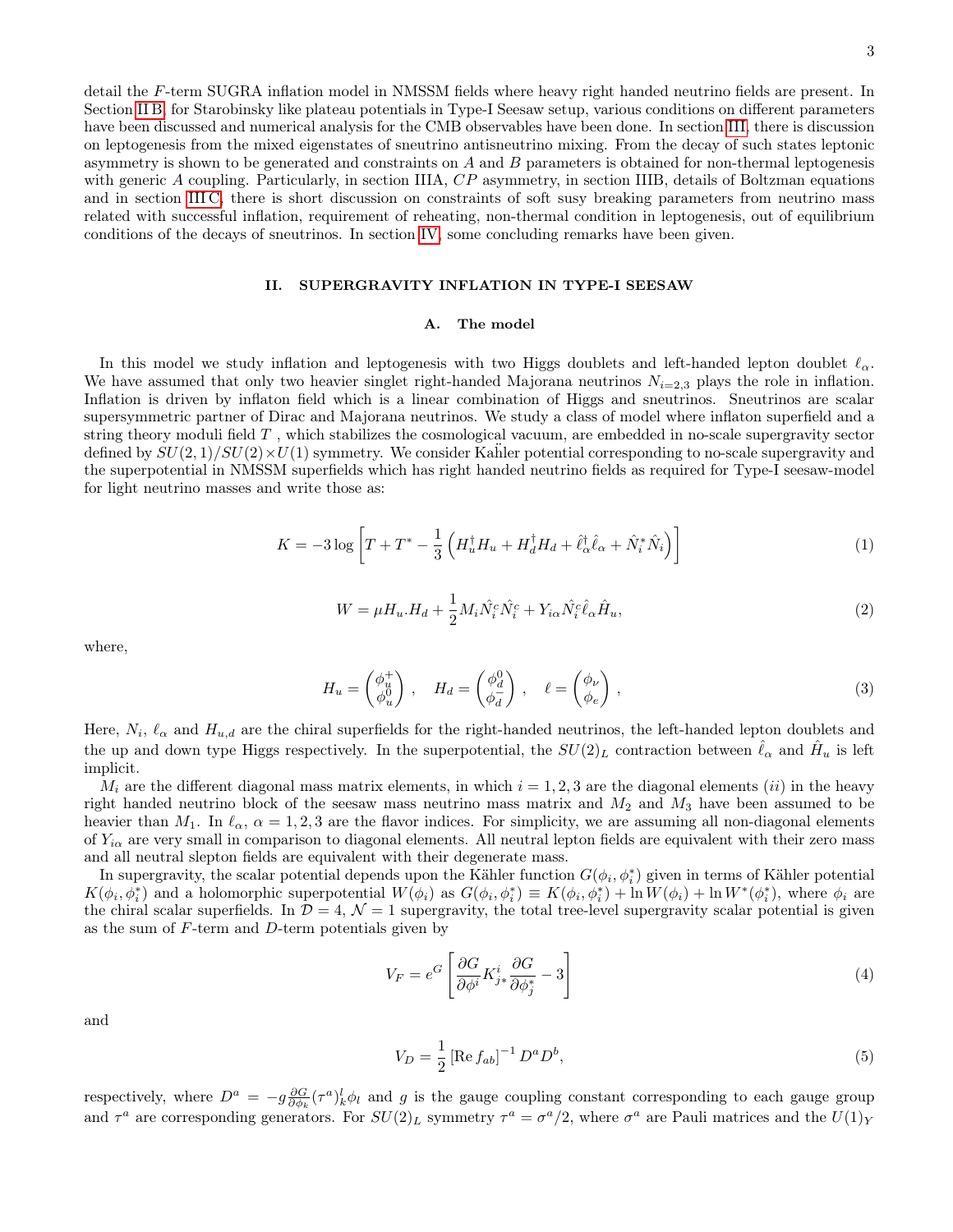detail the $F$-term SUGRA inflation model in NMSSM fields where heavy right handed neutrino fields are present. In Section II B, for Starobinsky like plateau potentials in Type-I Seesaw setup, various conditions on different parameters have been discussed and numerical analysis for the CMB observables have been done. In section III, there is discussion on leptogenesis from the mixed eigenstates of sneutrino antisneutrino mixing. From the decay of such states leptonic asymmetry is shown to be generated and constraints on $A$ and $B$ parameters is obtained for non-thermal leptogenesis with generic $A$ coupling. Particularly, in section IIIA, $CP$ asymmetry, in section IIIB, details of Boltzman equations and in section III C, there is short discussion on constraints of soft susy breaking parameters from neutrino mass related with successful inflation, requirement of reheating, non-thermal condition in leptogenesis, out of equilibrium conditions of the decays of sneutrinos. In section IV, some concluding remarks have been given.

## II. SUPERGRAVITY INFLATION IN TYPE-I SEESAW

### A. The model

In this model we study inflation and leptogenesis with two Higgs doublets and left-handed lepton doublet $\ell_\alpha$. We have assumed that only two heavier singlet right-handed Majorana neutrinos $N_{i=2,3}$ plays the role in inflation. Inflation is driven by inflaton field which is a linear combination of Higgs and sneutrinos. Sneutrinos are scalar supersymmetric partner of Dirac and Majorana neutrinos. We study a class of model where inflaton superfield and a string theory moduli field $T$ , which stabilizes the cosmological vacuum, are embedded in no-scale supergravity sector defined by $SU(2,1)/SU(2)\times U(1)$ symmetry. We consider Kähler potential corresponding to no-scale supergravity and the superpotential in NMSSM superfields which has right handed neutrino fields as required for Type-I seesaw-model for light neutrino masses and write those as:

$$K = -3\log\left[T + T^{*} - \frac{1}{3}\left(H_u^{\dagger}H_u + H_d^{\dagger}H_d + \hat{\ell}_\alpha^{\dagger}\hat{\ell}_\alpha + \hat{N}_i^{*}\hat{N}_i\right)\right] \tag{1}$$

$$W = \mu H_u.H_d + \frac{1}{2}M_i\hat{N}_i^c\hat{N}_i^c + Y_{i\alpha}\hat{N}_i^c\hat{\ell}_\alpha\hat{H}_u, \tag{2}$$

where,

$$H_u = \begin{pmatrix}\phi_u^{+}\\ \phi_u^{0}\end{pmatrix}\ , \quad H_d = \begin{pmatrix}\phi_d^{0}\\ \phi_d^{-}\end{pmatrix}\ , \quad \ell = \begin{pmatrix}\phi_\nu\\ \phi_e\end{pmatrix}\ , \tag{3}$$

Here, $N_i$, $\ell_\alpha$ and $H_{u,d}$ are the chiral superfields for the right-handed neutrinos, the left-handed lepton doublets and the up and down type Higgs respectively. In the superpotential, the $SU(2)_L$ contraction between $\hat{\ell}_\alpha$ and $\hat{H}_u$ is left implicit.

$M_i$ are the different diagonal mass matrix elements, in which $i = 1, 2, 3$ are the diagonal elements $(ii)$ in the heavy right handed neutrino block of the seesaw mass neutrino mass matrix and $M_2$ and $M_3$ have been assumed to be heavier than $M_1$. In $\ell_\alpha$, $\alpha = 1, 2, 3$ are the flavor indices. For simplicity, we are assuming all non-diagonal elements of $Y_{i\alpha}$ are very small in comparison to diagonal elements. All neutral lepton fields are equivalent with their zero mass and all neutral slepton fields are equivalent with their degenerate mass.

In supergravity, the scalar potential depends upon the Kähler function $G(\phi_i, \phi_i^{*})$ given in terms of Kähler potential $K(\phi_i, \phi_i^{*})$ and a holomorphic superpotential $W(\phi_i)$ as $G(\phi_i, \phi_i^{*}) \equiv K(\phi_i, \phi_i^{*}) + \ln W(\phi_i) + \ln W^{*}(\phi_i^{*})$, where $\phi_i$ are the chiral scalar superfields. In $\mathcal{D} = 4$, $\mathcal{N} = 1$ supergravity, the total tree-level supergravity scalar potential is given as the sum of $F$-term and $D$-term potentials given by

$$V_F = e^{G}\left[\frac{\partial G}{\partial \phi^{i}}K^{i}_{j*}\frac{\partial G}{\partial \phi_j^{*}} - 3\right] \tag{4}$$

and

$$V_D = \frac{1}{2}\left[\mathrm{Re}\, f_{ab}\right]^{-1} D^a D^b, \tag{5}$$

respectively, where $D^a = -g\frac{\partial G}{\partial \phi_k}(\tau^a)^l_k\phi_l$ and $g$ is the gauge coupling constant corresponding to each gauge group and $\tau^a$ are corresponding generators. For $SU(2)_L$ symmetry $\tau^a = \sigma^a/2$, where $\sigma^a$ are Pauli matrices and the $U(1)_Y$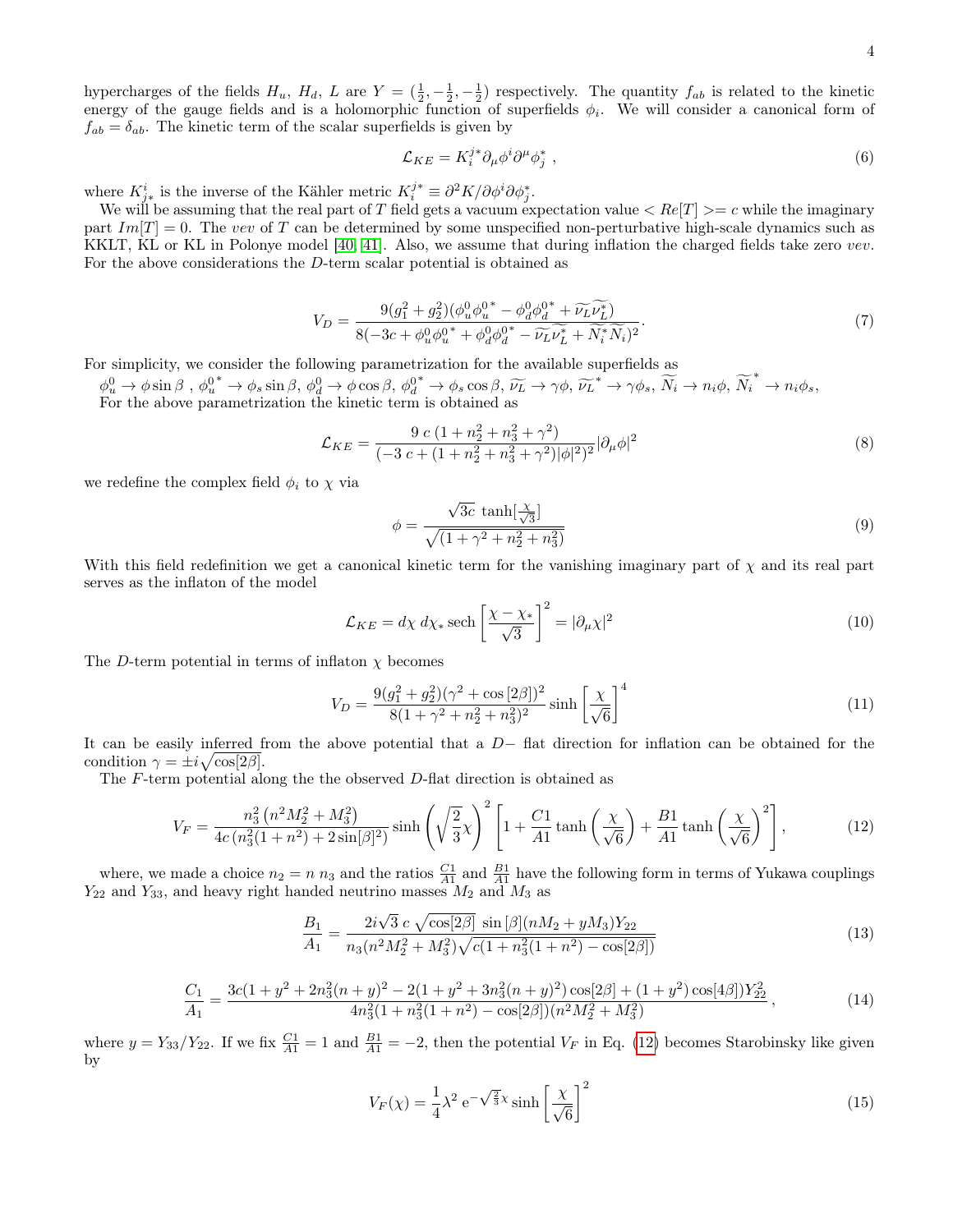hypercharges of the fields $H_u$, $H_d$, $L$ are $Y = (\frac{1}{2}, -\frac{1}{2}, -\frac{1}{2})$ respectively. The quantity $f_{ab}$ is related to the kinetic energy of the gauge fields and is a holomorphic function of superfields $\phi_i$. We will consider a canonical form of $f_{ab} = \delta_{ab}$. The kinetic term of the scalar superfields is given by

$$\mathcal{L}_{KE} = K_i^{j*} \partial_\mu \phi^i \partial^\mu \phi_j^* \,, \tag{6}$$

where $K_{j*}^i$ is the inverse of the Kähler metric $K_i^{j*} \equiv \partial^2 K / \partial \phi^i \partial \phi_j^*$.

We will be assuming that the real part of $T$ field gets a vacuum expectation value $< Re[T] >= c$ while the imaginary part $Im[T] = 0$. The *vev* of $T$ can be determined by some unspecified non-perturbative high-scale dynamics such as KKLT, KL or KL in Polonye model [40, 41]. Also, we assume that during inflation the charged fields take zero *vev*. For the above considerations the $D$-term scalar potential is obtained as

$$V_D = \frac{9(g_1^2 + g_2^2)(\phi_u^0 \phi_u^{0*} - \phi_d^0 \phi_d^{0*} + \widetilde{\nu_L} \widetilde{\nu_L^*})}{8(-3c + \phi_u^0 \phi_u^{0*} + \phi_d^0 \phi_d^{0*} - \widetilde{\nu_L} \widetilde{\nu_L^*} + \widetilde{N_i^*} \widetilde{N_i})^2}. \tag{7}$$

For simplicity, we consider the following parametrization for the available superfields as

$\phi_u^0 \to \phi \sin\beta$ , $\phi_u^{0*} \to \phi_s \sin\beta$, $\phi_d^0 \to \phi \cos\beta$, $\phi_d^{0*} \to \phi_s \cos\beta$, $\widetilde{\nu_L} \to \gamma\phi$, $\widetilde{\nu_L}^* \to \gamma\phi_s$, $\widetilde{N_i} \to n_i \phi$, $\widetilde{N_i}^* \to n_i \phi_s$,

For the above parametrization the kinetic term is obtained as

$$\mathcal{L}_{KE} = \frac{9\ c\ (1 + n_2^2 + n_3^2 + \gamma^2)}{(-3\ c + (1 + n_2^2 + n_3^2 + \gamma^2)|\phi|^2)^2} |\partial_\mu \phi|^2 \tag{8}$$

we redefine the complex field $\phi_i$ to $\chi$ via

$$\phi = \frac{\sqrt{3c}\ \tanh[\frac{\chi}{\sqrt{3}}]}{\sqrt{(1 + \gamma^2 + n_2^2 + n_3^2)}} \tag{9}$$

With this field redefinition we get a canonical kinetic term for the vanishing imaginary part of $\chi$ and its real part serves as the inflaton of the model

$$\mathcal{L}_{KE} = d\chi\ d\chi_*\, \text{sech}\left[\frac{\chi - \chi_*}{\sqrt{3}}\right]^2 = |\partial_\mu \chi|^2 \tag{10}$$

The $D$-term potential in terms of inflaton $\chi$ becomes

$$V_D = \frac{9(g_1^2 + g_2^2)(\gamma^2 + \cos[2\beta])^2}{8(1 + \gamma^2 + n_2^2 + n_3^2)^2} \sinh\left[\frac{\chi}{\sqrt{6}}\right]^4 \tag{11}$$

It can be easily inferred from the above potential that a $D-$ flat direction for inflation can be obtained for the condition $\gamma = \pm i\sqrt{\cos[2\beta]}$.

The $F$-term potential along the the observed $D$-flat direction is obtained as

$$V_F = \frac{n_3^2\left(n^2 M_2^2 + M_3^2\right)}{4c\left(n_3^2(1 + n^2) + 2\sin[\beta]^2\right)} \sinh\left(\sqrt{\frac{2}{3}}\chi\right)^2 \left[1 + \frac{C1}{A1}\tanh\left(\frac{\chi}{\sqrt{6}}\right) + \frac{B1}{A1}\tanh\left(\frac{\chi}{\sqrt{6}}\right)^2\right], \tag{12}$$

where, we made a choice $n_2 = n\ n_3$ and the ratios $\frac{C1}{A1}$ and $\frac{B1}{A1}$ have the following form in terms of Yukawa couplings $Y_{22}$ and $Y_{33}$, and heavy right handed neutrino masses $M_2$ and $M_3$ as

$$\frac{B_1}{A_1} = \frac{2i\sqrt{3}\ c\ \sqrt{\cos[2\beta]}\ \sin[\beta](nM_2 + yM_3)Y_{22}}{n_3(n^2 M_2^2 + M_3^2)\sqrt{c(1 + n_3^2(1 + n^2) - \cos[2\beta])}} \tag{13}$$

$$\frac{C_1}{A_1} = \frac{3c(1 + y^2 + 2n_3^2(n + y)^2 - 2(1 + y^2 + 3n_3^2(n + y)^2)\cos[2\beta] + (1 + y^2)\cos[4\beta])Y_{22}^2}{4n_3^2(1 + n_3^2(1 + n^2) - \cos[2\beta])(n^2 M_2^2 + M_3^2)}\,, \tag{14}$$

where $y = Y_{33}/Y_{22}$. If we fix $\frac{C1}{A1} = 1$ and $\frac{B1}{A1} = -2$, then the potential $V_F$ in Eq. (12) becomes Starobinsky like given by

$$V_F(\chi) = \frac{1}{4}\lambda^2\ \text{e}^{-\sqrt{\frac{2}{3}}\chi} \sinh\left[\frac{\chi}{\sqrt{6}}\right]^2 \tag{15}$$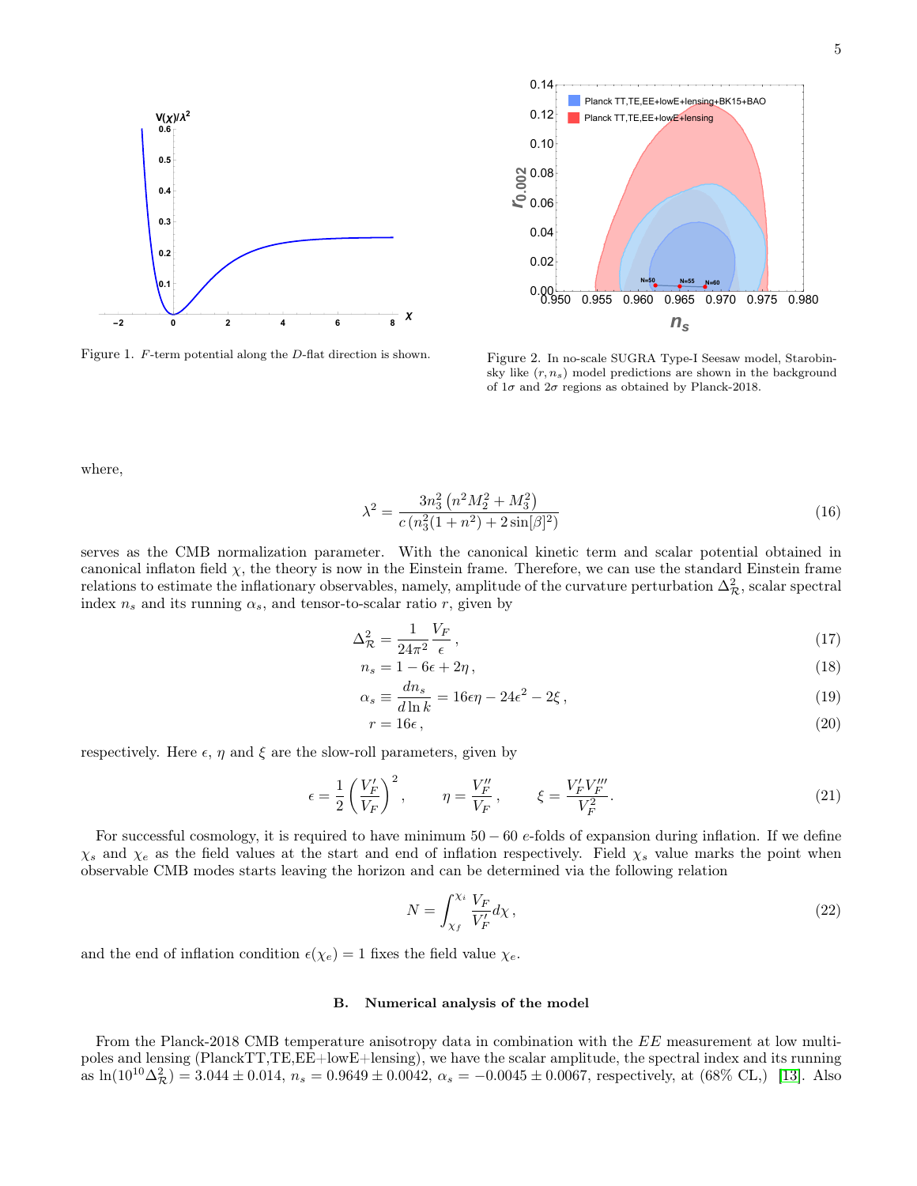Figure 1. $F$-term potential along the $D$-flat direction is shown.

Figure 2. In no-scale SUGRA Type-I Seesaw model, Starobinsky like $(r, n_s)$ model predictions are shown in the background of $1\sigma$ and $2\sigma$ regions as obtained by Planck-2018.

where,

$$\lambda^2 = \frac{3n_3^2\left(n^2 M_2^2 + M_3^2\right)}{c\left(n_3^2(1+n^2) + 2\sin[\beta]^2\right)} \tag{16}$$

serves as the CMB normalization parameter. With the canonical kinetic term and scalar potential obtained in canonical inflaton field $\chi$, the theory is now in the Einstein frame. Therefore, we can use the standard Einstein frame relations to estimate the inflationary observables, namely, amplitude of the curvature perturbation $\Delta^2_{\mathcal{R}}$, scalar spectral index $n_s$ and its running $\alpha_s$, and tensor-to-scalar ratio $r$, given by

$$\Delta^2_{\mathcal{R}} = \frac{1}{24\pi^2}\frac{V_F}{\epsilon}\,, \tag{17}$$

$$n_s = 1 - 6\epsilon + 2\eta\,, \tag{18}$$

$$\alpha_s \equiv \frac{dn_s}{d\ln k} = 16\epsilon\eta - 24\epsilon^2 - 2\xi\,, \tag{19}$$

$$r = 16\epsilon\,, \tag{20}$$

respectively. Here $\epsilon$, $\eta$ and $\xi$ are the slow-roll parameters, given by

$$\epsilon = \frac{1}{2}\left(\frac{V_F'}{V_F}\right)^2, \qquad \eta = \frac{V_F''}{V_F}\,, \qquad \xi = \frac{V_F' V_F'''}{V_F^2}. \tag{21}$$

For successful cosmology, it is required to have minimum $50-60$ $e$-folds of expansion during inflation. If we define $\chi_s$ and $\chi_e$ as the field values at the start and end of inflation respectively. Field $\chi_s$ value marks the point when observable CMB modes starts leaving the horizon and can be determined via the following relation

$$N = \int_{\chi_f}^{\chi_i} \frac{V_F}{V_F'} d\chi\,, \tag{22}$$

and the end of inflation condition $\epsilon(\chi_e) = 1$ fixes the field value $\chi_e$.

### B. Numerical analysis of the model

From the Planck-2018 CMB temperature anisotropy data in combination with the $EE$ measurement at low multipoles and lensing (PlanckTT,TE,EE+lowE+lensing), we have the scalar amplitude, the spectral index and its running as $\ln(10^{10}\Delta^2_{\mathcal{R}}) = 3.044 \pm 0.014$, $n_s = 0.9649 \pm 0.0042$, $\alpha_s = -0.0045 \pm 0.0067$, respectively, at (68% CL,) [13]. Also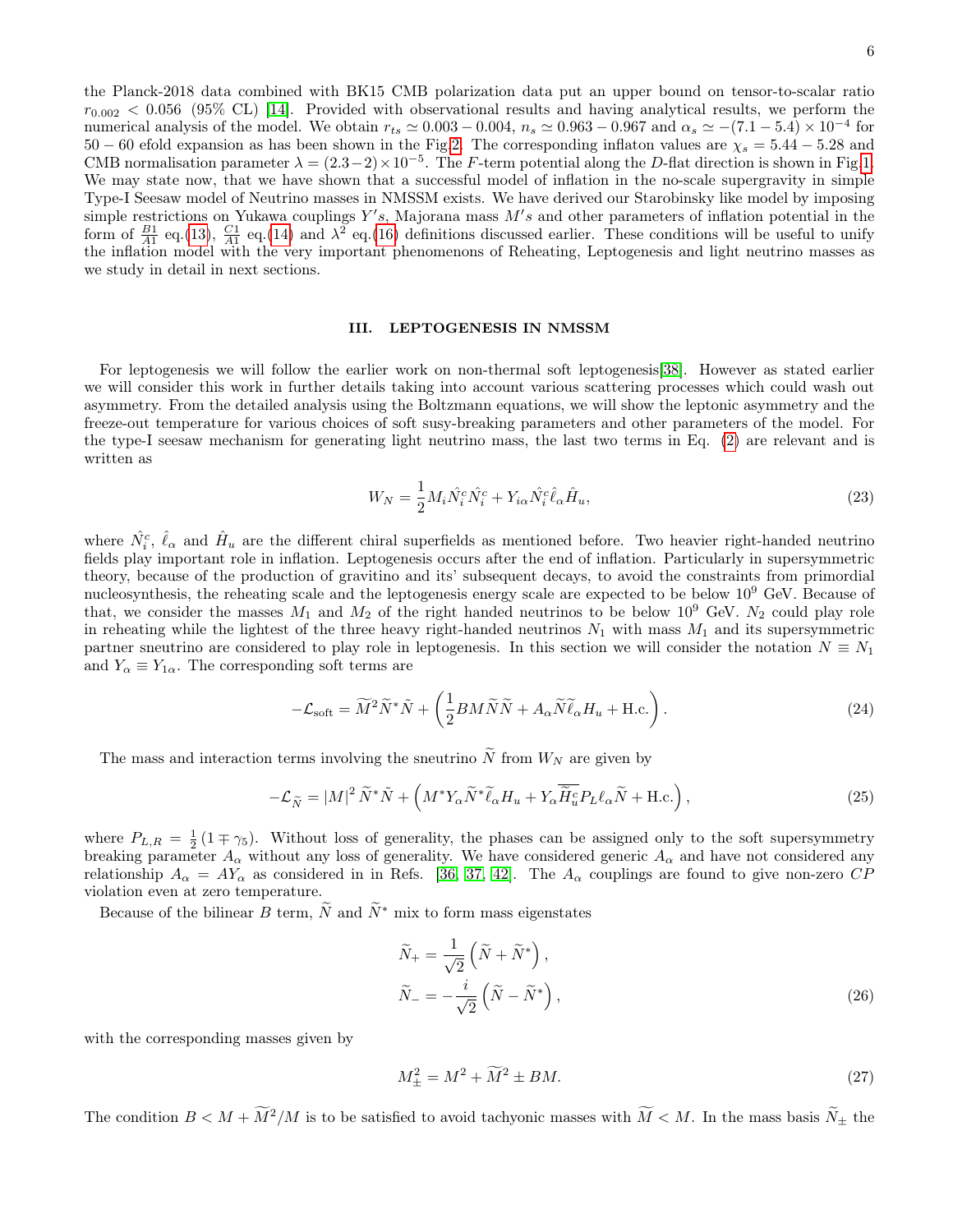the Planck-2018 data combined with BK15 CMB polarization data put an upper bound on tensor-to-scalar ratio $r_{0.002} < 0.056$ (95% CL) [14]. Provided with observational results and having analytical results, we perform the numerical analysis of the model. We obtain $r_{ts} \simeq 0.003 - 0.004$, $n_s \simeq 0.963 - 0.967$ and $\alpha_s \simeq -(7.1 - 5.4) \times 10^{-4}$ for $50 - 60$ efold expansion as has been shown in the Fig.2. The corresponding inflaton values are $\chi_s = 5.44 - 5.28$ and CMB normalisation parameter $\lambda = (2.3 - 2) \times 10^{-5}$. The $F$-term potential along the $D$-flat direction is shown in Fig.1. We may state now, that we have shown that a successful model of inflation in the no-scale supergravity in simple Type-I Seesaw model of Neutrino masses in NMSSM exists. We have derived our Starobinsky like model by imposing simple restrictions on Yukawa couplings $Y's$, Majorana mass $M's$ and other parameters of inflation potential in the form of $\frac{B1}{A1}$ eq.(13), $\frac{C1}{A1}$ eq.(14) and $\lambda^2$ eq.(16) definitions discussed earlier. These conditions will be useful to unify the inflation model with the very important phenomenons of Reheating, Leptogenesis and light neutrino masses as we study in detail in next sections.

## III. LEPTOGENESIS IN NMSSM

For leptogenesis we will follow the earlier work on non-thermal soft leptogenesis[38]. However as stated earlier we will consider this work in further details taking into account various scattering processes which could wash out asymmetry. From the detailed analysis using the Boltzmann equations, we will show the leptonic asymmetry and the freeze-out temperature for various choices of soft susy-breaking parameters and other parameters of the model. For the type-I seesaw mechanism for generating light neutrino mass, the last two terms in Eq. (2) are relevant and is written as

$$W_N = \frac{1}{2} M_i \hat{N}_i^c \hat{N}_i^c + Y_{i\alpha} \hat{N}_i^c \hat{\ell}_\alpha \hat{H}_u, \tag{23}$$

where $\hat{N}_i^c$, $\hat{\ell}_\alpha$ and $\hat{H}_u$ are the different chiral superfields as mentioned before. Two heavier right-handed neutrino fields play important role in inflation. Leptogenesis occurs after the end of inflation. Particularly in supersymmetric theory, because of the production of gravitino and its' subsequent decays, to avoid the constraints from primordial nucleosynthesis, the reheating scale and the leptogenesis energy scale are expected to be below $10^9$ GeV. Because of that, we consider the masses $M_1$ and $M_2$ of the right handed neutrinos to be below $10^9$ GeV. $N_2$ could play role in reheating while the lightest of the three heavy right-handed neutrinos $N_1$ with mass $M_1$ and its supersymmetric partner sneutrino are considered to play role in leptogenesis. In this section we will consider the notation $N \equiv N_1$ and $Y_\alpha \equiv Y_{1\alpha}$. The corresponding soft terms are

$$-\mathcal{L}_{\rm soft} = \widetilde{M}^2 \widetilde{N}^* \tilde{N} + \left( \frac{1}{2} BM \widetilde{N}\widetilde{N} + A_\alpha \widetilde{N} \widetilde{\ell}_\alpha H_u + \text{H.c.} \right). \tag{24}$$

The mass and interaction terms involving the sneutrino $\widetilde{N}$ from $W_N$ are given by

$$-\mathcal{L}_{\widetilde{N}} = |M|^2 \widetilde{N}^* \tilde{N} + \left( M^* Y_\alpha \widetilde{N}^* \widetilde{\ell}_\alpha H_u + Y_\alpha \overline{\widetilde{H}_u^c} P_L \ell_\alpha \widetilde{N} + \text{H.c.} \right), \tag{25}$$

where $P_{L,R} = \frac{1}{2}(1 \mp \gamma_5)$. Without loss of generality, the phases can be assigned only to the soft supersymmetry breaking parameter $A_\alpha$ without any loss of generality. We have considered generic $A_\alpha$ and have not considered any relationship $A_\alpha = AY_\alpha$ as considered in in Refs. [36, 37, 42]. The $A_\alpha$ couplings are found to give non-zero $CP$ violation even at zero temperature.

Because of the bilinear $B$ term, $\widetilde{N}$ and $\widetilde{N}^*$ mix to form mass eigenstates

$$\begin{aligned} \widetilde{N}_+ &= \frac{1}{\sqrt{2}} \left( \widetilde{N} + \widetilde{N}^* \right), \\ \widetilde{N}_- &= -\frac{i}{\sqrt{2}} \left( \widetilde{N} - \widetilde{N}^* \right), \end{aligned} \tag{26}$$

with the corresponding masses given by

$$M_\pm^2 = M^2 + \widetilde{M}^2 \pm BM. \tag{27}$$

The condition $B < M + \widetilde{M}^2/M$ is to be satisfied to avoid tachyonic masses with $\widetilde{M} < M$. In the mass basis $\widetilde{N}_\pm$ the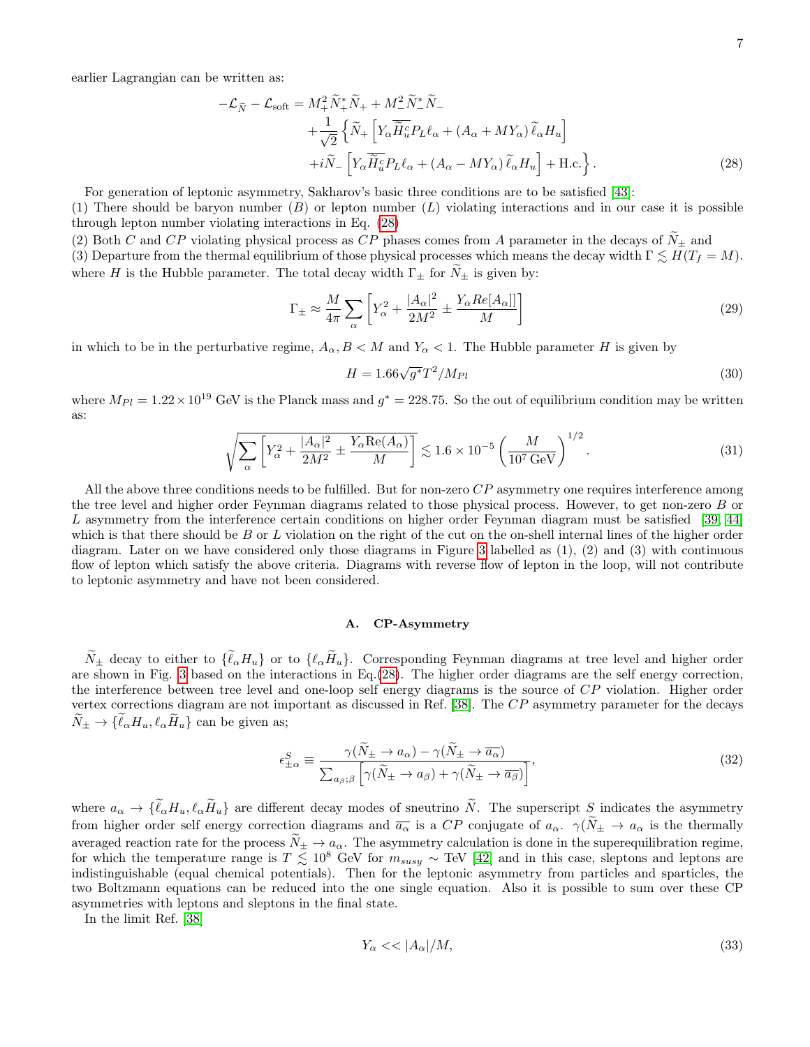earlier Lagrangian can be written as:

$$
\begin{aligned}
-\mathcal{L}_{\widetilde{N}} - \mathcal{L}_{\rm soft} = & M_+^2 \widetilde{N}_+^* \widetilde{N}_+ + M_-^2 \widetilde{N}_-^* \widetilde{N}_- \\
& + \frac{1}{\sqrt{2}} \left\{ \widetilde{N}_+ \left[ Y_\alpha \overline{\widetilde{H}_u^c} P_L \ell_\alpha + (A_\alpha + M Y_\alpha) \widetilde{\ell}_\alpha H_u \right] \right. \\
& \left. + i \widetilde{N}_- \left[ Y_\alpha \overline{\widetilde{H}_u^c} P_L \ell_\alpha + (A_\alpha - M Y_\alpha) \widetilde{\ell}_\alpha H_u \right] + \text{H.c.} \right\}.
\end{aligned} \tag{28}
$$

For generation of leptonic asymmetry, Sakharov's basic three conditions are to be satisfied [43]:
(1) There should be baryon number ($B$) or lepton number ($L$) violating interactions and in our case it is possible through lepton number violating interactions in Eq. (28)
(2) Both $C$ and $CP$ violating physical process as $CP$ phases comes from $A$ parameter in the decays of $\widetilde{N}_\pm$ and
(3) Departure from the thermal equilibrium of those physical processes which means the decay width $\Gamma \lesssim H(T_f = M)$.
where $H$ is the Hubble parameter. The total decay width $\Gamma_\pm$ for $\widetilde{N}_\pm$ is given by:

$$
\Gamma_\pm \approx \frac{M}{4\pi} \sum_\alpha \left[ Y_\alpha^2 + \frac{|A_\alpha|^2}{2M^2} \pm \frac{Y_\alpha Re[A_\alpha]]}{M} \right] \tag{29}
$$

in which to be in the perturbative regime, $A_\alpha, B < M$ and $Y_\alpha < 1$. The Hubble parameter $H$ is given by

$$
H = 1.66 \sqrt{g^*} T^2 / M_{Pl} \tag{30}
$$

where $M_{Pl} = 1.22 \times 10^{19}$ GeV is the Planck mass and $g^* = 228.75$. So the out of equilibrium condition may be written as:

$$
\sqrt{\sum_\alpha \left[ Y_\alpha^2 + \frac{|A_\alpha|^2}{2M^2} \pm \frac{Y_\alpha \text{Re}(A_\alpha)}{M} \right]} \lesssim 1.6 \times 10^{-5} \left( \frac{M}{10^7\,\text{GeV}} \right)^{1/2}. \tag{31}
$$

All the above three conditions needs to be fulfilled. But for non-zero $CP$ asymmetry one requires interference among the tree level and higher order Feynman diagrams related to those physical process. However, to get non-zero $B$ or $L$ asymmetry from the interference certain conditions on higher order Feynman diagram must be satisfied [39, 44] which is that there should be $B$ or $L$ violation on the right of the cut on the on-shell internal lines of the higher order diagram. Later on we have considered only those diagrams in Figure 3 labelled as (1), (2) and (3) with continuous flow of lepton which satisfy the above criteria. Diagrams with reverse flow of lepton in the loop, will not contribute to leptonic asymmetry and have not been considered.

### A. CP-Asymmetry

$\widetilde{N}_\pm$ decay to either to $\{\widetilde{\ell}_\alpha H_u\}$ or to $\{\ell_\alpha \widetilde{H}_u\}$. Corresponding Feynman diagrams at tree level and higher order are shown in Fig. 3 based on the interactions in Eq.(28). The higher order diagrams are the self energy correction, the interference between tree level and one-loop self energy diagrams is the source of $CP$ violation. Higher order vertex corrections diagram are not important as discussed in Ref. [38]. The $CP$ asymmetry parameter for the decays $\widetilde{N}_\pm \to \{\widetilde{\ell}_\alpha H_u, \ell_\alpha \widetilde{H}_u\}$ can be given as;

$$
\epsilon^S_{\pm\alpha} \equiv \frac{\gamma(\widetilde{N}_\pm \to a_\alpha) - \gamma(\widetilde{N}_\pm \to \overline{a_\alpha})}{\sum_{a_\beta;\beta} \left[ \gamma(\widetilde{N}_\pm \to a_\beta) + \gamma(\widetilde{N}_\pm \to \overline{a_\beta}) \right]}, \tag{32}
$$

where $a_\alpha \to \{\widetilde{\ell}_\alpha H_u, \ell_\alpha \widetilde{H}_u\}$ are different decay modes of sneutrino $\widetilde{N}$. The superscript $S$ indicates the asymmetry from higher order self energy correction diagrams and $\overline{a_\alpha}$ is a $CP$ conjugate of $a_\alpha$. $\gamma(\widetilde{N}_\pm \to a_\alpha$ is the thermally averaged reaction rate for the process $\widetilde{N}_\pm \to a_\alpha$. The asymmetry calculation is done in the superequilibration regime, for which the temperature range is $T \lesssim 10^8$ GeV for $m_{susy} \sim$ TeV [42] and in this case, sleptons and leptons are indistinguishable (equal chemical potentials). Then for the leptonic asymmetry from particles and sparticles, the two Boltzmann equations can be reduced into the one single equation. Also it is possible to sum over these CP asymmetries with leptons and sleptons in the final state.

In the limit Ref. [38]

$$
Y_\alpha << |A_\alpha|/M, \tag{33}
$$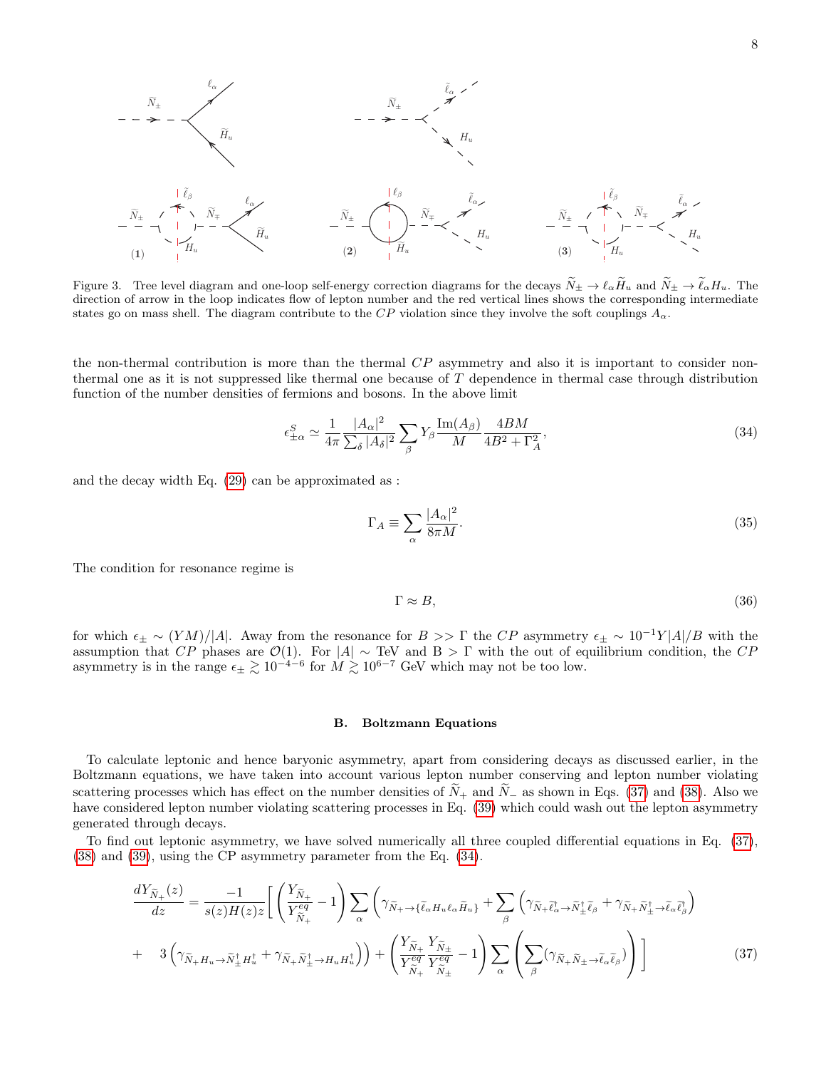Figure 3. Tree level diagram and one-loop self-energy correction diagrams for the decays $\widetilde{N}_\pm \to \ell_\alpha \widetilde{H}_u$ and $\widetilde{N}_\pm \to \widetilde{\ell}_\alpha H_u$. The direction of arrow in the loop indicates flow of lepton number and the red vertical lines shows the corresponding intermediate states go on mass shell. The diagram contribute to the $CP$ violation since they involve the soft couplings $A_\alpha$.

the non-thermal contribution is more than the thermal $CP$ asymmetry and also it is important to consider non-thermal one as it is not suppressed like thermal one because of $T$ dependence in thermal case through distribution function of the number densities of fermions and bosons. In the above limit

$$\epsilon^S_{\pm\alpha} \simeq \frac{1}{4\pi} \frac{|A_\alpha|^2}{\sum_\delta |A_\delta|^2} \sum_\beta Y_\beta \frac{\mathrm{Im}(A_\beta)}{M} \frac{4BM}{4B^2 + \Gamma_A^2}, \tag{34}$$

and the decay width Eq. (29) can be approximated as :

$$\Gamma_A \equiv \sum_\alpha \frac{|A_\alpha|^2}{8\pi M}. \tag{35}$$

The condition for resonance regime is

$$\Gamma \approx B, \tag{36}$$

for which $\epsilon_\pm \sim (YM)/|A|$. Away from the resonance for $B >> \Gamma$ the $CP$ asymmetry $\epsilon_\pm \sim 10^{-1} Y|A|/B$ with the assumption that $CP$ phases are $\mathcal{O}(1)$. For $|A| \sim$ TeV and B $> \Gamma$ with the out of equilibrium condition, the $CP$ asymmetry is in the range $\epsilon_\pm \gtrsim 10^{-4-6}$ for $M \gtrsim 10^{6-7}$ GeV which may not be too low.

### B. Boltzmann Equations

To calculate leptonic and hence baryonic asymmetry, apart from considering decays as discussed earlier, in the Boltzmann equations, we have taken into account various lepton number conserving and lepton number violating scattering processes which has effect on the number densities of $\widetilde{N}_+$ and $\widetilde{N}_-$ as shown in Eqs. (37) and (38). Also we have considered lepton number violating scattering processes in Eq. (39) which could wash out the lepton asymmetry generated through decays.

To find out leptonic asymmetry, we have solved numerically all three coupled differential equations in Eq. (37), (38) and (39), using the CP asymmetry parameter from the Eq. (34).

$$\begin{aligned}
\frac{dY_{\widetilde{N}_+}(z)}{dz} &= \frac{-1}{s(z)H(z)z} \Bigg[ \left( \frac{Y_{\widetilde{N}_+}}{Y^{eq}_{\widetilde{N}_+}} - 1 \right) \sum_\alpha \Bigg( \gamma_{\widetilde{N}_+ \to \{\widetilde{\ell}_\alpha H_u \ell_\alpha \widetilde{H}_u\}} + \sum_\beta \Big( \gamma_{\widetilde{N}_+ \widetilde{\ell}^\dagger_\alpha \to \widetilde{N}^\dagger_\pm \widetilde{\ell}_\beta} + \gamma_{\widetilde{N}_+ \widetilde{N}^\dagger_\pm \to \widetilde{\ell}_\alpha \widetilde{\ell}^\dagger_\beta} \Big) \\
&+ \quad 3 \Big( \gamma_{\widetilde{N}_+ H_u \to \widetilde{N}^\dagger_\pm H^\dagger_u} + \gamma_{\widetilde{N}_+ \widetilde{N}^\dagger_\pm \to H_u H^\dagger_u} \Big) \Bigg) + \left( \frac{Y_{\widetilde{N}_+}}{Y^{eq}_{\widetilde{N}_+}} \frac{Y_{\widetilde{N}_\pm}}{Y^{eq}_{\widetilde{N}_\pm}} - 1 \right) \sum_\alpha \left( \sum_\beta (\gamma_{\widetilde{N}_+ \widetilde{N}_\pm \to \widetilde{\ell}_\alpha \widetilde{\ell}_\beta}) \right) \Bigg]
\end{aligned} \tag{37}$$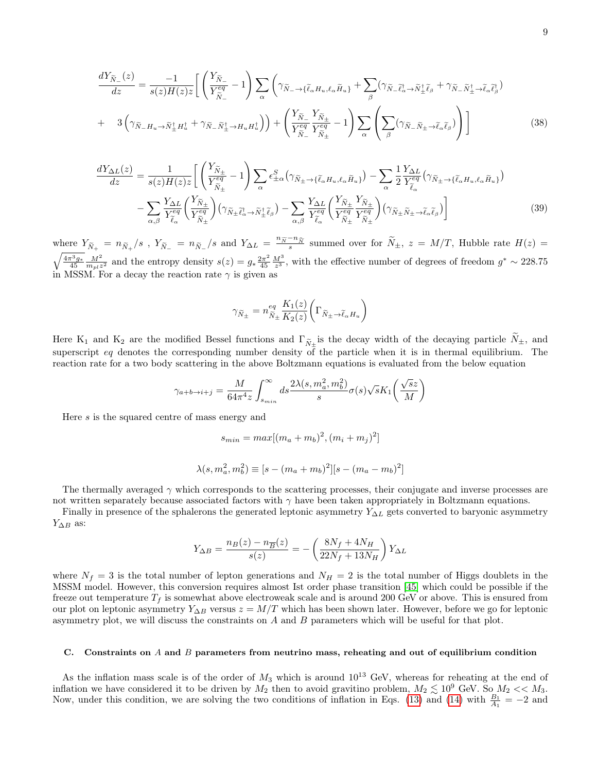$$\frac{dY_{\widetilde{N}_-}(z)}{dz} = \frac{-1}{s(z)H(z)z}\Bigg[\left(\frac{Y_{\widetilde{N}_-}}{Y^{eq}_{\widetilde{N}_-}}-1\right)\sum_\alpha\Bigg(\gamma_{\widetilde{N}_-\to\{\widetilde{\ell}_\alpha H_u,\ell_\alpha \widetilde{H}_u\}}+\sum_\beta(\gamma_{\widetilde{N}_-\widetilde{\ell}^\dagger_\alpha\to\widetilde{N}^\dagger_\pm\widetilde{\ell}_\beta}+\gamma_{\widetilde{N}_-\widetilde{N}^\dagger_\pm\to\widetilde{\ell}_\alpha\widetilde{\ell}^\dagger_\beta})$$
$$+\quad 3\left(\gamma_{\widetilde{N}_-H_u\to\widetilde{N}^\dagger_\pm H^\dagger_u}+\gamma_{\widetilde{N}_-\widetilde{N}^\dagger_\pm\to H_u H^\dagger_u}\right)\Bigg)+\left(\frac{Y_{\widetilde{N}_-}}{Y^{eq}_{\widetilde{N}_-}}\frac{Y_{\widetilde{N}_\pm}}{Y^{eq}_{\widetilde{N}_\pm}}-1\right)\sum_\alpha\left(\sum_\beta(\gamma_{\widetilde{N}_-\widetilde{N}_\pm\to\widetilde{\ell}_\alpha\widetilde{\ell}_\beta})\right)\Bigg] \tag{38}$$

$$\frac{dY_{\Delta L}(z)}{dz} = \frac{1}{s(z)H(z)z}\Bigg[\left(\frac{Y_{\widetilde{N}_\pm}}{Y^{eq}_{\widetilde{N}_\pm}}-1\right)\sum_\alpha\epsilon^S_{\pm\alpha}\left(\gamma_{\widetilde{N}_\pm\to\{\widetilde{\ell}_\alpha H_u,\ell_\alpha\widetilde{H}_u\}}\right)-\sum_\alpha\frac{1}{2}\frac{Y_{\Delta L}}{Y^{eq}_{\widetilde{\ell}_\alpha}}\left(\gamma_{\widetilde{N}_\pm\to\{\widetilde{\ell}_\alpha H_u,\ell_\alpha\widetilde{H}_u\}}\right)$$
$$-\sum_{\alpha,\beta}\frac{Y_{\Delta L}}{Y^{eq}_{\widetilde{\ell}_\alpha}}\left(\frac{Y_{\widetilde{N}_\pm}}{Y^{eq}_{\widetilde{N}_\pm}}\right)\left(\gamma_{\widetilde{N}_\pm\widetilde{\ell}^\dagger_\alpha\to\widetilde{N}^\dagger_\pm\widetilde{\ell}_\beta}\right)-\sum_{\alpha,\beta}\frac{Y_{\Delta L}}{Y^{eq}_{\widetilde{\ell}_\alpha}}\left(\frac{Y_{\widetilde{N}_\pm}}{Y^{eq}_{\widetilde{N}_\pm}}\frac{Y_{\widetilde{N}_\pm}}{Y^{eq}_{\widetilde{N}_\pm}}\right)\left(\gamma_{\widetilde{N}_\pm\widetilde{N}_\pm\to\widetilde{\ell}_\alpha\widetilde{\ell}_\beta}\right)\Bigg] \tag{39}$$

where $Y_{\widetilde{N}_+} = n_{\widetilde{N}_+}/s$ , $Y_{\widetilde{N}_-} = n_{\widetilde{N}_-}/s$ and $Y_{\Delta L} = \frac{n_{\widetilde{N}} - n_{\bar{\widetilde{N}}}}{s}$ summed over for $\widetilde{N}_\pm$, $z = M/T$, Hubble rate $H(z) = \sqrt{\frac{4\pi^3 g_*}{45}}\frac{M^2}{m_{pl}z^2}$ and the entropy density $s(z) = g_*\frac{2\pi^2}{45}\frac{M^3}{z^3}$, with the effective number of degrees of freedom $g^* \sim 228.75$ in MSSM. For a decay the reaction rate $\gamma$ is given as

$$\gamma_{\widetilde{N}_\pm} = n^{eq}_{\widetilde{N}_\pm}\frac{K_1(z)}{K_2(z)}\left(\Gamma_{\widetilde{N}_\pm\to\widetilde{\ell}_\alpha H_u}\right)$$

Here $K_1$ and $K_2$ are the modified Bessel functions and $\Gamma_{\widetilde{N}_\pm}$is the decay width of the decaying particle $\widetilde{N}_\pm$, and superscript $eq$ denotes the corresponding number density of the particle when it is in thermal equilibrium. The reaction rate for a two body scattering in the above Boltzmann equations is evaluated from the below equation

$$\gamma_{a+b\to i+j} = \frac{M}{64\pi^4 z}\int_{s_{min}}^\infty ds\frac{2\lambda(s,m_a^2,m_b^2)}{s}\sigma(s)\sqrt{s}K_1\left(\frac{\sqrt{s}z}{M}\right)$$

Here $s$ is the squared centre of mass energy and

$$s_{min} = max[(m_a+m_b)^2,(m_i+m_j)^2]$$

$$\lambda(s,m_a^2,m_b^2) \equiv [s-(m_a+m_b)^2][s-(m_a-m_b)^2]$$

The thermally averaged $\gamma$ which corresponds to the scattering processes, their conjugate and inverse processes are not written separately because associated factors with $\gamma$ have been taken appropriately in Boltzmann equations.

Finally in presence of the sphalerons the generated leptonic asymmetry $Y_{\Delta L}$ gets converted to baryonic asymmetry $Y_{\Delta B}$ as:

$$Y_{\Delta B} = \frac{n_B(z) - n_{\overline{B}}(z)}{s(z)} = -\left(\frac{8N_f + 4N_H}{22N_f + 13N_H}\right)Y_{\Delta L}$$

where $N_f = 3$ is the total number of lepton generations and $N_H = 2$ is the total number of Higgs doublets in the MSSM model. However, this conversion requires almost Ist order phase transition [45] which could be possible if the freeze out temperature $T_f$ is somewhat above electroweak scale and is around 200 GeV or above. This is ensured from our plot on leptonic asymmetry $Y_{\Delta B}$ versus $z = M/T$ which has been shown later. However, before we go for leptonic asymmetry plot, we will discuss the constraints on $A$ and $B$ parameters which will be useful for that plot.

### C. Constraints on $A$ and $B$ parameters from neutrino mass, reheating and out of equilibrium condition

As the inflation mass scale is of the order of $M_3$ which is around $10^{13}$ GeV, whereas for reheating at the end of inflation we have considered it to be driven by $M_2$ then to avoid gravitino problem, $M_2 \lesssim 10^9$ GeV. So $M_2 << M_3$. Now, under this condition, we are solving the two conditions of inflation in Eqs. (13) and (14) with $\frac{B_1}{A_1} = -2$ and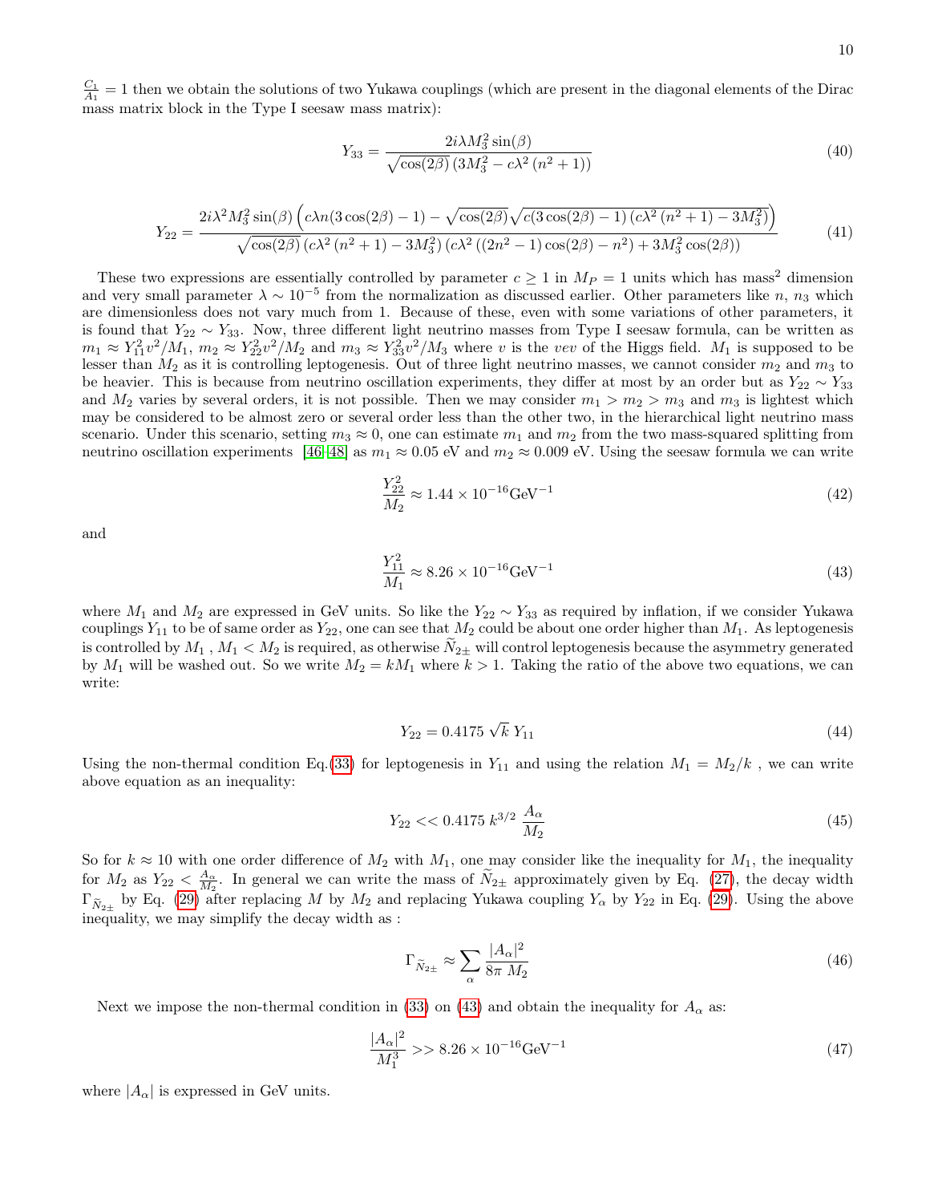$\frac{C_1}{A_1} = 1$ then we obtain the solutions of two Yukawa couplings (which are present in the diagonal elements of the Dirac mass matrix block in the Type I seesaw mass matrix):

$$Y_{33} = \frac{2i\lambda M_3^2 \sin(\beta)}{\sqrt{\cos(2\beta)}\left(3M_3^2 - c\lambda^2\left(n^2+1\right)\right)} \tag{40}$$

$$Y_{22} = \frac{2i\lambda^2 M_3^2 \sin(\beta)\left(c\lambda n(3\cos(2\beta)-1) - \sqrt{\cos(2\beta)}\sqrt{c(3\cos(2\beta)-1)\left(c\lambda^2\left(n^2+1\right)-3M_3^2\right)}\right)}{\sqrt{\cos(2\beta)}\left(c\lambda^2\left(n^2+1\right)-3M_3^2\right)\left(c\lambda^2\left(\left(2n^2-1\right)\cos(2\beta)-n^2\right)+3M_3^2\cos(2\beta)\right)} \tag{41}$$

These two expressions are essentially controlled by parameter $c \geq 1$ in $M_P = 1$ units which has mass$^2$ dimension and very small parameter $\lambda \sim 10^{-5}$ from the normalization as discussed earlier. Other parameters like $n$, $n_3$ which are dimensionless does not vary much from 1. Because of these, even with some variations of other parameters, it is found that $Y_{22} \sim Y_{33}$. Now, three different light neutrino masses from Type I seesaw formula, can be written as $m_1 \approx Y_{11}^2 v^2/M_1$, $m_2 \approx Y_{22}^2 v^2/M_2$ and $m_3 \approx Y_{33}^2 v^2/M_3$ where $v$ is the *vev* of the Higgs field. $M_1$ is supposed to be lesser than $M_2$ as it is controlling leptogenesis. Out of three light neutrino masses, we cannot consider $m_2$ and $m_3$ to be heavier. This is because from neutrino oscillation experiments, they differ at most by an order but as $Y_{22} \sim Y_{33}$ and $M_2$ varies by several orders, it is not possible. Then we may consider $m_1 > m_2 > m_3$ and $m_3$ is lightest which may be considered to be almost zero or several order less than the other two, in the hierarchical light neutrino mass scenario. Under this scenario, setting $m_3 \approx 0$, one can estimate $m_1$ and $m_2$ from the two mass-squared splitting from neutrino oscillation experiments [46–48] as $m_1 \approx 0.05$ eV and $m_2 \approx 0.009$ eV. Using the seesaw formula we can write

$$\frac{Y_{22}^2}{M_2} \approx 1.44 \times 10^{-16}\text{GeV}^{-1} \tag{42}$$

and

$$\frac{Y_{11}^2}{M_1} \approx 8.26 \times 10^{-16}\text{GeV}^{-1} \tag{43}$$

where $M_1$ and $M_2$ are expressed in GeV units. So like the $Y_{22} \sim Y_{33}$ as required by inflation, if we consider Yukawa couplings $Y_{11}$ to be of same order as $Y_{22}$, one can see that $M_2$ could be about one order higher than $M_1$. As leptogenesis is controlled by $M_1$ , $M_1 < M_2$ is required, as otherwise $\widetilde{N}_{2\pm}$ will control leptogenesis because the asymmetry generated by $M_1$ will be washed out. So we write $M_2 = kM_1$ where $k > 1$. Taking the ratio of the above two equations, we can write:

$$Y_{22} = 0.4175\,\sqrt{k}\,Y_{11} \tag{44}$$

Using the non-thermal condition Eq.(33) for leptogenesis in $Y_{11}$ and using the relation $M_1 = M_2/k$ , we can write above equation as an inequality:

$$Y_{22} << 0.4175\,k^{3/2}\,\frac{A_\alpha}{M_2} \tag{45}$$

So for $k \approx 10$ with one order difference of $M_2$ with $M_1$, one may consider like the inequality for $M_1$, the inequality for $M_2$ as $Y_{22} < \frac{A_\alpha}{M_2}$. In general we can write the mass of $\widetilde{N}_{2\pm}$ approximately given by Eq. (27), the decay width $\Gamma_{\widetilde{N}_{2\pm}}$ by Eq. (29) after replacing $M$ by $M_2$ and replacing Yukawa coupling $Y_\alpha$ by $Y_{22}$ in Eq. (29). Using the above inequality, we may simplify the decay width as :

$$\Gamma_{\widetilde{N}_{2\pm}} \approx \sum_\alpha \frac{|A_\alpha|^2}{8\pi\,M_2} \tag{46}$$

Next we impose the non-thermal condition in (33) on (43) and obtain the inequality for $A_\alpha$ as:

$$\frac{|A_\alpha|^2}{M_1^3} >> 8.26 \times 10^{-16}\text{GeV}^{-1} \tag{47}$$

where $|A_\alpha|$ is expressed in GeV units.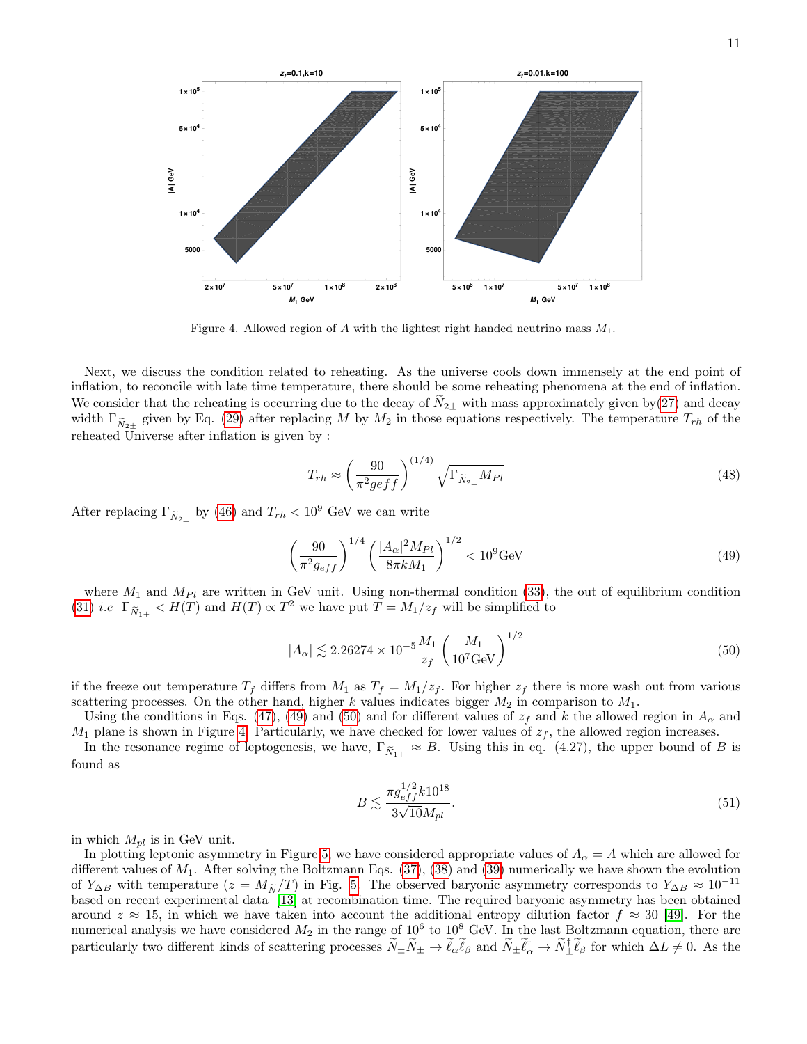Figure 4. Allowed region of $A$ with the lightest right handed neutrino mass $M_1$.

Next, we discuss the condition related to reheating. As the universe cools down immensely at the end point of inflation, to reconcile with late time temperature, there should be some reheating phenomena at the end of inflation. We consider that the reheating is occurring due to the decay of $\widetilde{N}_{2\pm}$ with mass approximately given by(27) and decay width $\Gamma_{\widetilde{N}_{2\pm}}$ given by Eq. (29) after replacing $M$ by $M_2$ in those equations respectively. The temperature $T_{rh}$ of the reheated Universe after inflation is given by :

$$T_{rh} \approx \left(\frac{90}{\pi^2 geff}\right)^{(1/4)} \sqrt{\Gamma_{\widetilde{N}_{2\pm}} M_{Pl}} \tag{48}$$

After replacing $\Gamma_{\widetilde{N}_{2\pm}}$ by (46) and $T_{rh} < 10^9$ GeV we can write

$$\left(\frac{90}{\pi^2 g_{eff}}\right)^{1/4} \left(\frac{|A_\alpha|^2 M_{Pl}}{8\pi k M_1}\right)^{1/2} < 10^9\text{GeV} \tag{49}$$

where $M_1$ and $M_{Pl}$ are written in GeV unit. Using non-thermal condition (33), the out of equilibrium condition (31) *i.e* $\Gamma_{\widetilde{N}_{1\pm}} < H(T)$ and $H(T) \propto T^2$ we have put $T = M_1/z_f$ will be simplified to

$$|A_\alpha| \lesssim 2.26274 \times 10^{-5} \frac{M_1}{z_f} \left(\frac{M_1}{10^7\text{GeV}}\right)^{1/2} \tag{50}$$

if the freeze out temperature $T_f$ differs from $M_1$ as $T_f = M_1/z_f$. For higher $z_f$ there is more wash out from various scattering processes. On the other hand, higher $k$ values indicates bigger $M_2$ in comparison to $M_1$.

Using the conditions in Eqs. (47), (49) and (50) and for different values of $z_f$ and $k$ the allowed region in $A_\alpha$ and $M_1$ plane is shown in Figure 4. Particularly, we have checked for lower values of $z_f$, the allowed region increases.

In the resonance regime of leptogenesis, we have, $\Gamma_{\widetilde{N}_{1\pm}} \approx B$. Using this in eq. (4.27), the upper bound of $B$ is found as

$$B \lesssim \frac{\pi g_{eff}^{1/2} k 10^{18}}{3\sqrt{10} M_{pl}}. \tag{51}$$

in which $M_{pl}$ is in GeV unit.

In plotting leptonic asymmetry in Figure 5 we have considered appropriate values of $A_\alpha = A$ which are allowed for different values of $M_1$. After solving the Boltzmann Eqs. (37), (38) and (39) numerically we have shown the evolution of $Y_{\Delta B}$ with temperature ($z = M_{\widetilde{N}}/T$) in Fig. 5. The observed baryonic asymmetry corresponds to $Y_{\Delta B} \approx 10^{-11}$ based on recent experimental data [13] at recombination time. The required baryonic asymmetry has been obtained around $z \approx 15$, in which we have taken into account the additional entropy dilution factor $f \approx 30$ [49]. For the numerical analysis we have considered $M_2$ in the range of $10^6$ to $10^8$ GeV. In the last Boltzmann equation, there are particularly two different kinds of scattering processes $\widetilde{N}_\pm \widetilde{N}_\pm \to \widetilde{\ell}_\alpha \widetilde{\ell}_\beta$ and $\widetilde{N}_\pm \widetilde{\ell}_\alpha^\dagger \to \widetilde{N}_\pm^\dagger \widetilde{\ell}_\beta$ for which $\Delta L \neq 0$. As the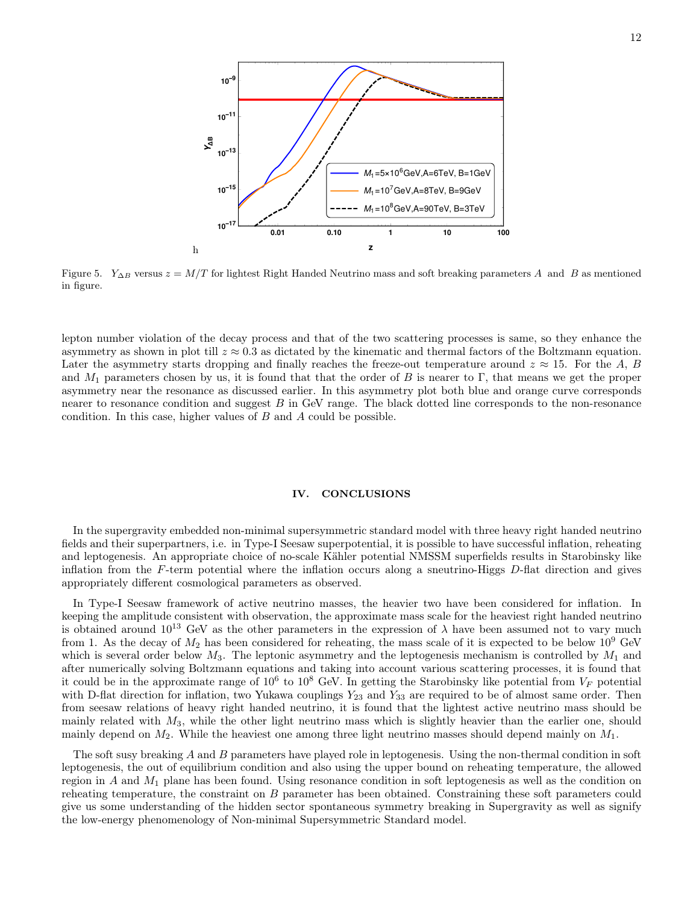Figure 5. $Y_{\Delta B}$ versus $z = M/T$ for lightest Right Handed Neutrino mass and soft breaking parameters $A$ and $B$ as mentioned in figure.

lepton number violation of the decay process and that of the two scattering processes is same, so they enhance the asymmetry as shown in plot till $z \approx 0.3$ as dictated by the kinematic and thermal factors of the Boltzmann equation. Later the asymmetry starts dropping and finally reaches the freeze-out temperature around $z \approx 15$. For the $A$, $B$ and $M_1$ parameters chosen by us, it is found that that the order of $B$ is nearer to $\Gamma$, that means we get the proper asymmetry near the resonance as discussed earlier. In this asymmetry plot both blue and orange curve corresponds nearer to resonance condition and suggest $B$ in GeV range. The black dotted line corresponds to the non-resonance condition. In this case, higher values of $B$ and $A$ could be possible.

## IV. CONCLUSIONS

In the supergravity embedded non-minimal supersymmetric standard model with three heavy right handed neutrino fields and their superpartners, i.e. in Type-I Seesaw superpotential, it is possible to have successful inflation, reheating and leptogenesis. An appropriate choice of no-scale Kähler potential NMSSM superfields results in Starobinsky like inflation from the $F$-term potential where the inflation occurs along a sneutrino-Higgs $D$-flat direction and gives appropriately different cosmological parameters as observed.

In Type-I Seesaw framework of active neutrino masses, the heavier two have been considered for inflation. In keeping the amplitude consistent with observation, the approximate mass scale for the heaviest right handed neutrino is obtained around $10^{13}$ GeV as the other parameters in the expression of $\lambda$ have been assumed not to vary much from 1. As the decay of $M_2$ has been considered for reheating, the mass scale of it is expected to be below $10^9$ GeV which is several order below $M_3$. The leptonic asymmetry and the leptogenesis mechanism is controlled by $M_1$ and after numerically solving Boltzmann equations and taking into account various scattering processes, it is found that it could be in the approximate range of $10^6$ to $10^8$ GeV. In getting the Starobinsky like potential from $V_F$ potential with D-flat direction for inflation, two Yukawa couplings $Y_{23}$ and $Y_{33}$ are required to be of almost same order. Then from seesaw relations of heavy right handed neutrino, it is found that the lightest active neutrino mass should be mainly related with $M_3$, while the other light neutrino mass which is slightly heavier than the earlier one, should mainly depend on $M_2$. While the heaviest one among three light neutrino masses should depend mainly on $M_1$.

The soft susy breaking $A$ and $B$ parameters have played role in leptogenesis. Using the non-thermal condition in soft leptogenesis, the out of equilibrium condition and also using the upper bound on reheating temperature, the allowed region in $A$ and $M_1$ plane has been found. Using resonance condition in soft leptogenesis as well as the condition on reheating temperature, the constraint on $B$ parameter has been obtained. Constraining these soft parameters could give us some understanding of the hidden sector spontaneous symmetry breaking in Supergravity as well as signify the low-energy phenomenology of Non-minimal Supersymmetric Standard model.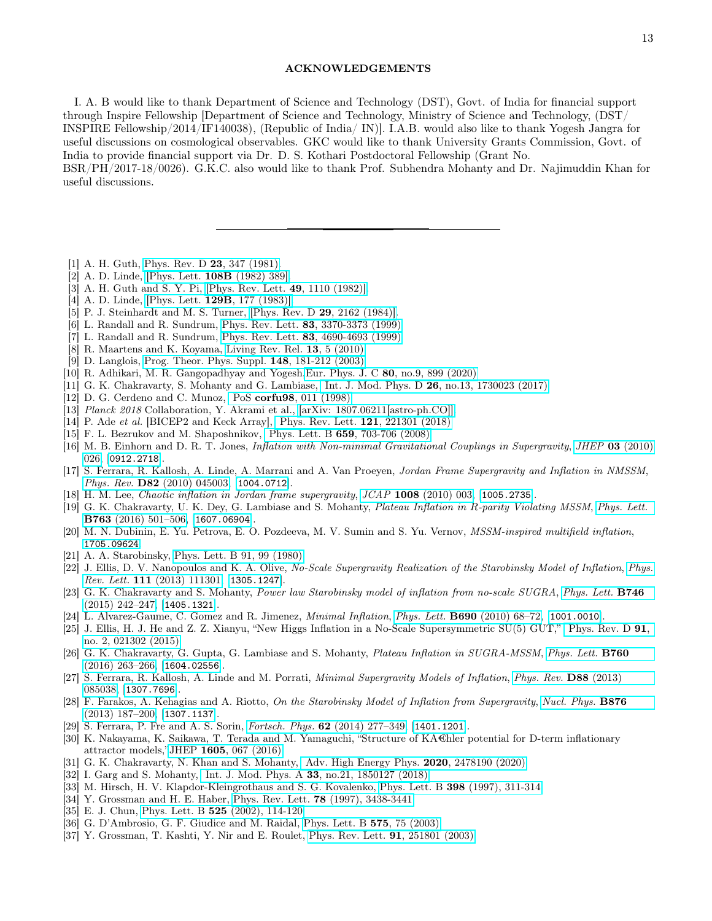## ACKNOWLEDGEMENTS

I. A. B would like to thank Department of Science and Technology (DST), Govt. of India for financial support through Inspire Fellowship [Department of Science and Technology, Ministry of Science and Technology, (DST/ INSPIRE Fellowship/2014/IF140038), (Republic of India/ IN)]. I.A.B. would also like to thank Yogesh Jangra for useful discussions on cosmological observables. GKC would like to thank University Grants Commission, Govt. of India to provide financial support via Dr. D. S. Kothari Postdoctoral Fellowship (Grant No. BSR/PH/2017-18/0026). G.K.C. also would like to thank Prof. Subhendra Mohanty and Dr. Najimuddin Khan for useful discussions.

---

[1] A. H. Guth, Phys. Rev. D **23**, 347 (1981).
[2] A. D. Linde, [Phys. Lett. **108B** (1982) 389].
[3] A. H. Guth and S. Y. Pi, [Phys. Rev. Lett. **49**, 1110 (1982)].
[4] A. D. Linde, [Phys. Lett. **129B**, 177 (1983)].
[5] P. J. Steinhardt and M. S. Turner, [Phys. Rev. D **29**, 2162 (1984)].
[6] L. Randall and R. Sundrum, Phys. Rev. Lett. **83**, 3370-3373 (1999).
[7] L. Randall and R. Sundrum, Phys. Rev. Lett. **83**, 4690-4693 (1999).
[8] R. Maartens and K. Koyama, Living Rev. Rel. **13**, 5 (2010).
[9] D. Langlois, Prog. Theor. Phys. Suppl. **148**, 181-212 (2003).
[10] R. Adhikari, M. R. Gangopadhyay and Yogesh Eur. Phys. J. C **80**, no.9, 899 (2020).
[11] G. K. Chakravarty, S. Mohanty and G. Lambiase, Int. J. Mod. Phys. D **26**, no.13, 1730023 (2017).
[12] D. G. Cerdeno and C. Munoz, PoS **corfu98**, 011 (1998).
[13] *Planck 2018* Collaboration, Y. Akrami et al., [arXiv: 1807.06211[astro-ph.CO]].
[14] P. Ade *et al.* [BICEP2 and Keck Array], Phys. Rev. Lett. **121**, 221301 (2018).
[15] F. L. Bezrukov and M. Shaposhnikov, Phys. Lett. B **659**, 703-706 (2008).
[16] M. B. Einhorn and D. R. T. Jones, *Inflation with Non-minimal Gravitational Couplings in Supergravity*, *JHEP* **03** (2010) 026, [0912.2718].
[17] S. Ferrara, R. Kallosh, A. Linde, A. Marrani and A. Van Proeyen, *Jordan Frame Supergravity and Inflation in NMSSM*, *Phys. Rev.* **D82** (2010) 045003, [1004.0712].
[18] H. M. Lee, *Chaotic inflation in Jordan frame supergravity*, *JCAP* **1008** (2010) 003, [1005.2735].
[19] G. K. Chakravarty, U. K. Dey, G. Lambiase and S. Mohanty, *Plateau Inflation in R-parity Violating MSSM*, *Phys. Lett.* **B763** (2016) 501–506, [1607.06904].
[20] M. N. Dubinin, E. Yu. Petrova, E. O. Pozdeeva, M. V. Sumin and S. Yu. Vernov, *MSSM-inspired multifield inflation*, 1705.09624.
[21] A. A. Starobinsky, Phys. Lett. B 91, 99 (1980).
[22] J. Ellis, D. V. Nanopoulos and K. A. Olive, *No-Scale Supergravity Realization of the Starobinsky Model of Inflation*, *Phys. Rev. Lett.* **111** (2013) 111301, [1305.1247].
[23] G. K. Chakravarty and S. Mohanty, *Power law Starobinsky model of inflation from no-scale SUGRA*, *Phys. Lett.* **B746** (2015) 242–247, [1405.1321].
[24] L. Alvarez-Gaume, C. Gomez and R. Jimenez, *Minimal Inflation*, *Phys. Lett.* **B690** (2010) 68–72, [1001.0010].
[25] J. Ellis, H. J. He and Z. Z. Xianyu, "New Higgs Inflation in a No-Scale Supersymmetric SU(5) GUT," Phys. Rev. D **91**, no. 2, 021302 (2015).
[26] G. K. Chakravarty, G. Gupta, G. Lambiase and S. Mohanty, *Plateau Inflation in SUGRA-MSSM*, *Phys. Lett.* **B760** (2016) 263–266, [1604.02556].
[27] S. Ferrara, R. Kallosh, A. Linde and M. Porrati, *Minimal Supergravity Models of Inflation*, *Phys. Rev.* **D88** (2013) 085038, [1307.7696].
[28] F. Farakos, A. Kehagias and A. Riotto, *On the Starobinsky Model of Inflation from Supergravity*, *Nucl. Phys.* **B876** (2013) 187–200, [1307.1137].
[29] S. Ferrara, P. Fre and A. S. Sorin, *Fortsch. Phys.* **62** (2014) 277–349, [1401.1201].
[30] K. Nakayama, K. Saikawa, T. Terada and M. Yamaguchi, "Structure of KA€hler potential for D-term inflationary attractor models," JHEP **1605**, 067 (2016).
[31] G. K. Chakravarty, N. Khan and S. Mohanty, Adv. High Energy Phys. **2020**, 2478190 (2020).
[32] I. Garg and S. Mohanty, Int. J. Mod. Phys. A **33**, no.21, 1850127 (2018).
[33] M. Hirsch, H. V. Klapdor-Kleingrothaus and S. G. Kovalenko, Phys. Lett. B **398** (1997), 311-314.
[34] Y. Grossman and H. E. Haber, Phys. Rev. Lett. **78** (1997), 3438-3441.
[35] E. J. Chun, Phys. Lett. B **525** (2002), 114-120.
[36] G. D'Ambrosio, G. F. Giudice and M. Raidal, Phys. Lett. B **575**, 75 (2003).
[37] Y. Grossman, T. Kashti, Y. Nir and E. Roulet, Phys. Rev. Lett. **91**, 251801 (2003).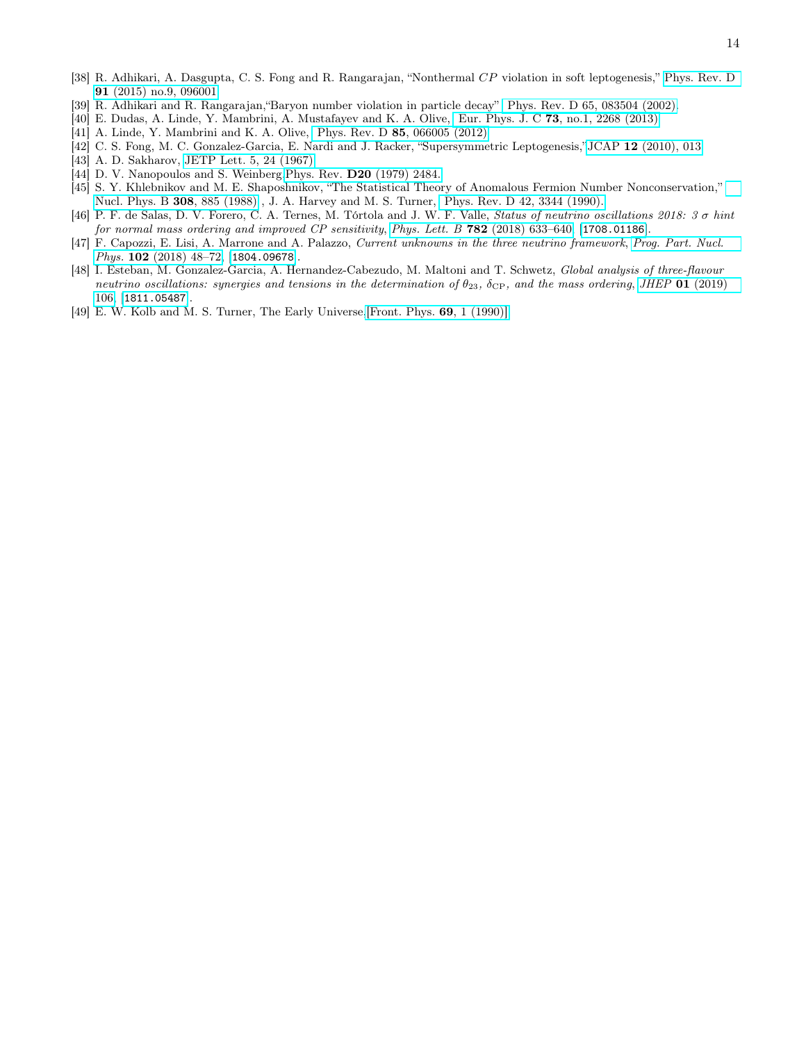[38] R. Adhikari, A. Dasgupta, C. S. Fong and R. Rangarajan, "Nonthermal $CP$ violation in soft leptogenesis," Phys. Rev. D **91** (2015) no.9, 096001

[39] R. Adhikari and R. Rangarajan,"Baryon number violation in particle decay", Phys. Rev. D 65, 083504 (2002).

[40] E. Dudas, A. Linde, Y. Mambrini, A. Mustafayev and K. A. Olive, Eur. Phys. J. C **73**, no.1, 2268 (2013)

[41] A. Linde, Y. Mambrini and K. A. Olive, Phys. Rev. D **85**, 066005 (2012)

[42] C. S. Fong, M. C. Gonzalez-Garcia, E. Nardi and J. Racker, "Supersymmetric Leptogenesis,"JCAP **12** (2010), 013

[43] A. D. Sakharov, JETP Lett. 5, 24 (1967)

[44] D. V. Nanopoulos and S. Weinberg Phys. Rev. **D20** (1979) 2484.

[45] S. Y. Khlebnikov and M. E. Shaposhnikov, "The Statistical Theory of Anomalous Fermion Number Nonconservation," Nucl. Phys. B **308**, 885 (1988) , J. A. Harvey and M. S. Turner, Phys. Rev. D 42, 3344 (1990).

[46] P. F. de Salas, D. V. Forero, C. A. Ternes, M. Tórtola and J. W. F. Valle, *Status of neutrino oscillations 2018: 3 σ hint for normal mass ordering and improved CP sensitivity*, *Phys. Lett. B* **782** (2018) 633–640, [1708.01186].

[47] F. Capozzi, E. Lisi, A. Marrone and A. Palazzo, *Current unknowns in the three neutrino framework*, *Prog. Part. Nucl. Phys.* **102** (2018) 48–72, [1804.09678].

[48] I. Esteban, M. Gonzalez-Garcia, A. Hernandez-Cabezudo, M. Maltoni and T. Schwetz, *Global analysis of three-flavour neutrino oscillations: synergies and tensions in the determination of $\theta_{23}$, $\delta_{\rm CP}$, and the mass ordering*, *JHEP* **01** (2019) 106, [1811.05487].

[49] E. W. Kolb and M. S. Turner, The Early Universe.[Front. Phys. **69**, 1 (1990)]